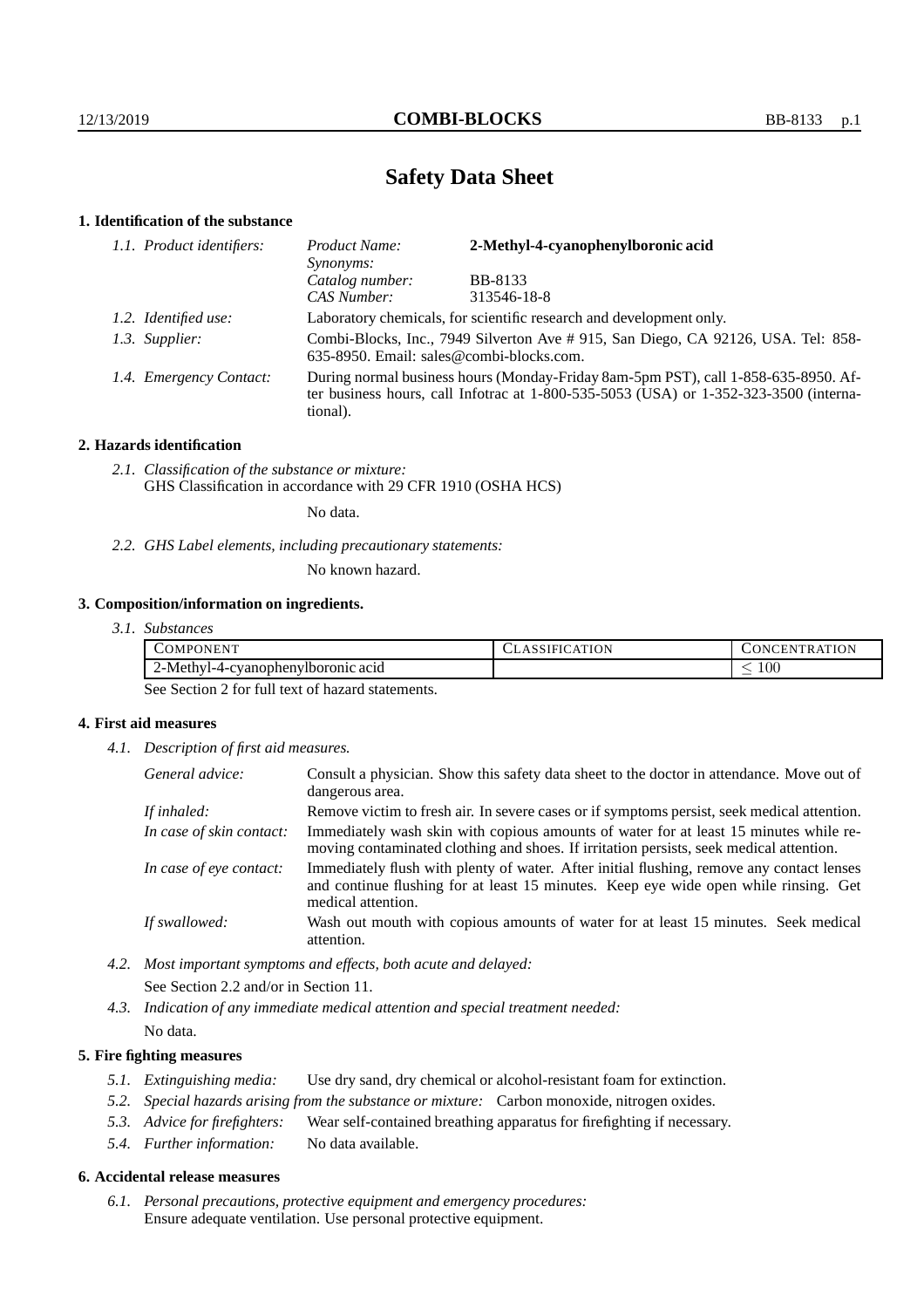# Safety Data Sheet

## 1. Identification of the substance

*1.1. Product identifiers:*

| | |
|---|---|
| *Product Name:* | **2-Methyl-4-cyanophenylboronic acid** |
| *Synonyms:* | |
| *Catalog number:* | BB-8133 |
| *CAS Number:* | 313546-18-8 |

*1.2. Identified use:* Laboratory chemicals, for scientific research and development only.

*1.3. Supplier:* Combi-Blocks, Inc., 7949 Silverton Ave # 915, San Diego, CA 92126, USA. Tel: 858-635-8950. Email: sales@combi-blocks.com.

*1.4. Emergency Contact:* During normal business hours (Monday-Friday 8am-5pm PST), call 1-858-635-8950. After business hours, call Infotrac at 1-800-535-5053 (USA) or 1-352-323-3500 (international).

## 2. Hazards identification

*2.1. Classification of the substance or mixture:*
GHS Classification in accordance with 29 CFR 1910 (OSHA HCS)

No data.

*2.2. GHS Label elements, including precautionary statements:*

No known hazard.

## 3. Composition/information on ingredients.

*3.1. Substances*

| Component | Classification | Concentration |
|---|---|---|
| 2-Methyl-4-cyanophenylboronic acid | | $\leq 100$ |

See Section 2 for full text of hazard statements.

## 4. First aid measures

*4.1. Description of first aid measures.*

| | |
|---|---|
| *General advice:* | Consult a physician. Show this safety data sheet to the doctor in attendance. Move out of dangerous area. |
| *If inhaled:* | Remove victim to fresh air. In severe cases or if symptoms persist, seek medical attention. |
| *In case of skin contact:* | Immediately wash skin with copious amounts of water for at least 15 minutes while removing contaminated clothing and shoes. If irritation persists, seek medical attention. |
| *In case of eye contact:* | Immediately flush with plenty of water. After initial flushing, remove any contact lenses and continue flushing for at least 15 minutes. Keep eye wide open while rinsing. Get medical attention. |
| *If swallowed:* | Wash out mouth with copious amounts of water for at least 15 minutes. Seek medical attention. |

*4.2. Most important symptoms and effects, both acute and delayed:*
See Section 2.2 and/or in Section 11.

*4.3. Indication of any immediate medical attention and special treatment needed:*
No data.

## 5. Fire fighting measures

*5.1. Extinguishing media:* Use dry sand, dry chemical or alcohol-resistant foam for extinction.

*5.2. Special hazards arising from the substance or mixture:* Carbon monoxide, nitrogen oxides.

*5.3. Advice for firefighters:* Wear self-contained breathing apparatus for firefighting if necessary.

*5.4. Further information:* No data available.

## 6. Accidental release measures

*6.1. Personal precautions, protective equipment and emergency procedures:*
Ensure adequate ventilation. Use personal protective equipment.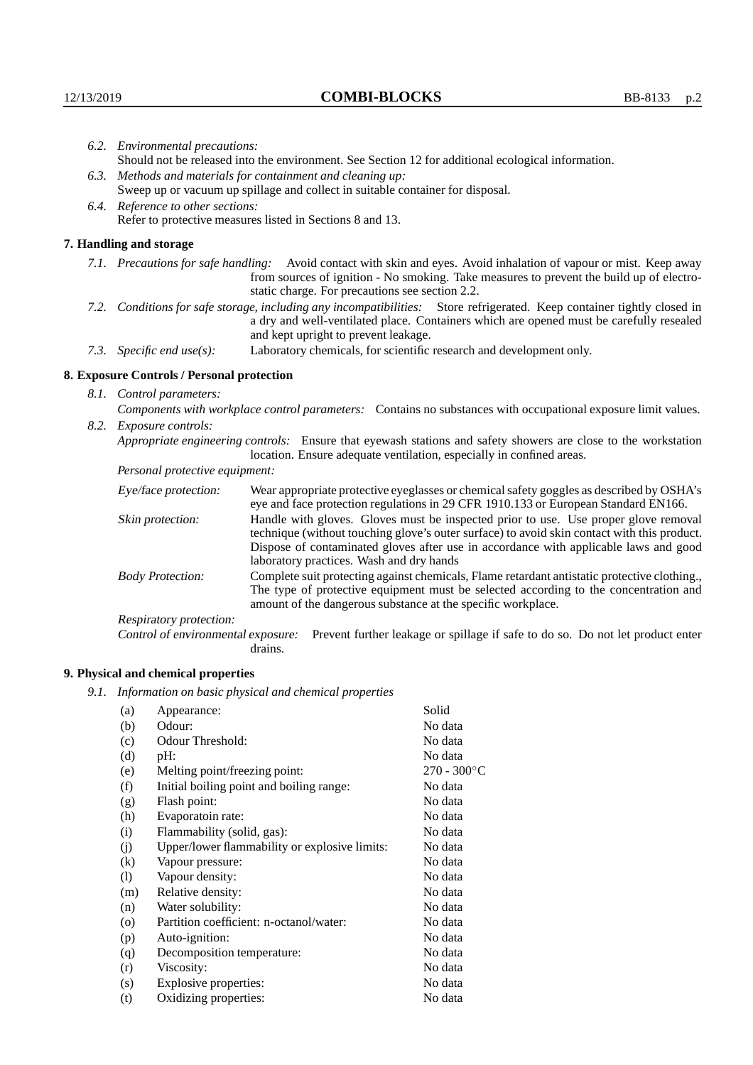6.2. *Environmental precautions:*
Should not be released into the environment. See Section 12 for additional ecological information.

6.3. *Methods and materials for containment and cleaning up:*
Sweep up or vacuum up spillage and collect in suitable container for disposal.

6.4. *Reference to other sections:*
Refer to protective measures listed in Sections 8 and 13.

## 7. Handling and storage

7.1. *Precautions for safe handling:* Avoid contact with skin and eyes. Avoid inhalation of vapour or mist. Keep away from sources of ignition - No smoking. Take measures to prevent the build up of electrostatic charge. For precautions see section 2.2.

7.2. *Conditions for safe storage, including any incompatibilities:* Store refrigerated. Keep container tightly closed in a dry and well-ventilated place. Containers which are opened must be carefully resealed and kept upright to prevent leakage.

7.3. *Specific end use(s):* Laboratory chemicals, for scientific research and development only.

## 8. Exposure Controls / Personal protection

8.1. *Control parameters:*

*Components with workplace control parameters:* Contains no substances with occupational exposure limit values.

8.2. *Exposure controls:*

*Appropriate engineering controls:* Ensure that eyewash stations and safety showers are close to the workstation location. Ensure adequate ventilation, especially in confined areas.

*Personal protective equipment:*

*Eye/face protection:* Wear appropriate protective eyeglasses or chemical safety goggles as described by OSHA's eye and face protection regulations in 29 CFR 1910.133 or European Standard EN166.

*Skin protection:* Handle with gloves. Gloves must be inspected prior to use. Use proper glove removal technique (without touching glove's outer surface) to avoid skin contact with this product. Dispose of contaminated gloves after use in accordance with applicable laws and good laboratory practices. Wash and dry hands

*Body Protection:* Complete suit protecting against chemicals, Flame retardant antistatic protective clothing., The type of protective equipment must be selected according to the concentration and amount of the dangerous substance at the specific workplace.

*Respiratory protection:*

*Control of environmental exposure:* Prevent further leakage or spillage if safe to do so. Do not let product enter drains.

## 9. Physical and chemical properties

9.1. *Information on basic physical and chemical properties*

| | | |
|---|---|---|
| (a) | Appearance: | Solid |
| (b) | Odour: | No data |
| (c) | Odour Threshold: | No data |
| (d) | pH: | No data |
| (e) | Melting point/freezing point: | 270 - 300°C |
| (f) | Initial boiling point and boiling range: | No data |
| (g) | Flash point: | No data |
| (h) | Evaporatoin rate: | No data |
| (i) | Flammability (solid, gas): | No data |
| (j) | Upper/lower flammability or explosive limits: | No data |
| (k) | Vapour pressure: | No data |
| (l) | Vapour density: | No data |
| (m) | Relative density: | No data |
| (n) | Water solubility: | No data |
| (o) | Partition coefficient: n-octanol/water: | No data |
| (p) | Auto-ignition: | No data |
| (q) | Decomposition temperature: | No data |
| (r) | Viscosity: | No data |
| (s) | Explosive properties: | No data |
| (t) | Oxidizing properties: | No data |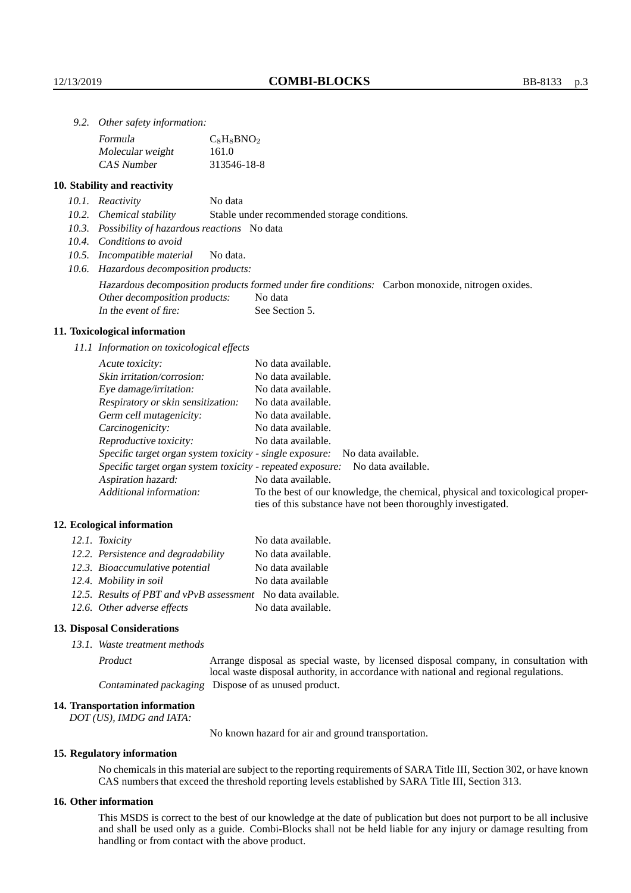*9.2. Other safety information:*

| | |
|---|---|
| *Formula* | $C_8H_8BNO_2$ |
| *Molecular weight* | 161.0 |
| *CAS Number* | 313546-18-8 |

## 10. Stability and reactivity

*10.1. Reactivity* No data

*10.2. Chemical stability* Stable under recommended storage conditions.

*10.3. Possibility of hazardous reactions* No data

*10.4. Conditions to avoid*

*10.5. Incompatible material* No data.

*10.6. Hazardous decomposition products:*

*Hazardous decomposition products formed under fire conditions:* Carbon monoxide, nitrogen oxides.

*Other decomposition products:* No data

*In the event of fire:* See Section 5.

## 11. Toxicological information

*11.1 Information on toxicological effects*

| | |
|---|---|
| *Acute toxicity:* | No data available. |
| *Skin irritation/corrosion:* | No data available. |
| *Eye damage/irritation:* | No data available. |
| *Respiratory or skin sensitization:* | No data available. |
| *Germ cell mutagenicity:* | No data available. |
| *Carcinogenicity:* | No data available. |
| *Reproductive toxicity:* | No data available. |
| *Specific target organ system toxicity - single exposure:* | No data available. |
| *Specific target organ system toxicity - repeated exposure:* | No data available. |
| *Aspiration hazard:* | No data available. |
| *Additional information:* | To the best of our knowledge, the chemical, physical and toxicological properties of this substance have not been thoroughly investigated. |

## 12. Ecological information

| | |
|---|---|
| *12.1. Toxicity* | No data available. |
| *12.2. Persistence and degradability* | No data available. |
| *12.3. Bioaccumulative potential* | No data available |
| *12.4. Mobility in soil* | No data available |
| *12.5. Results of PBT and vPvB assessment* | No data available. |
| *12.6. Other adverse effects* | No data available. |

## 13. Disposal Considerations

*13.1. Waste treatment methods*

*Product* Arrange disposal as special waste, by licensed disposal company, in consultation with local waste disposal authority, in accordance with national and regional regulations.

*Contaminated packaging* Dispose of as unused product.

## 14. Transportation information

*DOT (US), IMDG and IATA:*

No known hazard for air and ground transportation.

## 15. Regulatory information

No chemicals in this material are subject to the reporting requirements of SARA Title III, Section 302, or have known CAS numbers that exceed the threshold reporting levels established by SARA Title III, Section 313.

## 16. Other information

This MSDS is correct to the best of our knowledge at the date of publication but does not purport to be all inclusive and shall be used only as a guide. Combi-Blocks shall not be held liable for any injury or damage resulting from handling or from contact with the above product.